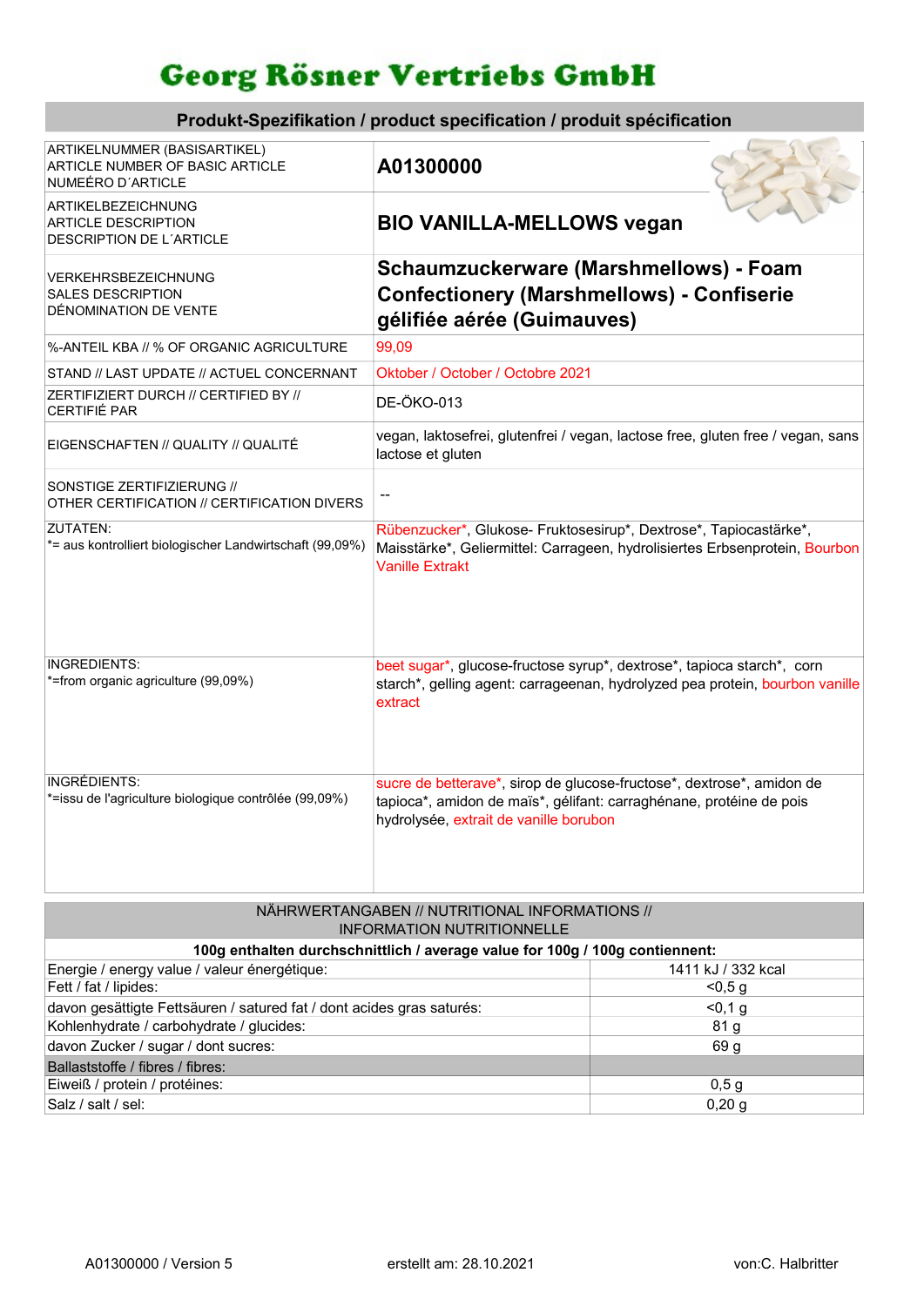# Georg Rösner Vertriebs GmbH

## Produkt-Spezifikation / product specification / produit spécification

| | |
|---|---|
| ARTIKELNUMMER (BASISARTIKEL)<br>ARTICLE NUMBER OF BASIC ARTICLE<br>NUMEÉRO D´ARTICLE | **A01300000** |
| ARTIKELBEZEICHNUNG<br>ARTICLE DESCRIPTION<br>DESCRIPTION DE L´ARTICLE | **BIO VANILLA-MELLOWS vegan** |
| VERKEHRSBEZEICHNUNG<br>SALES DESCRIPTION<br>DÉNOMINATION DE VENTE | **Schaumzuckerware (Marshmellows) - Foam Confectionery (Marshmellows) - Confiserie gélifiée aérée (Guimauves)** |
| %-ANTEIL KBA // % OF ORGANIC AGRICULTURE | 99,09 |
| STAND // LAST UPDATE // ACTUEL CONCERNANT | Oktober / October / Octobre 2021 |
| ZERTIFIZIERT DURCH // CERTIFIED BY // CERTIFIÉ PAR | DE-ÖKO-013 |
| EIGENSCHAFTEN // QUALITY // QUALITÉ | vegan, laktosefrei, glutenfrei / vegan, lactose free, gluten free / vegan, sans lactose et gluten |
| SONSTIGE ZERTIFIZIERUNG //<br>OTHER CERTIFICATION // CERTIFICATION DIVERS | -- |
| ZUTATEN:<br>*= aus kontrolliert biologischer Landwirtschaft (99,09%) | Rübenzucker*, Glukose- Fruktosesirup*, Dextrose*, Tapiocastärke*, Maisstärke*, Geliermittel: Carrageen, hydrolisiertes Erbsenprotein, Bourbon Vanille Extrakt |
| INGREDIENTS:<br>*=from organic agriculture (99,09%) | beet sugar*, glucose-fructose syrup*, dextrose*, tapioca starch*, corn starch*, gelling agent: carrageenan, hydrolyzed pea protein, bourbon vanille extract |
| INGRÉDIENTS:<br>*=issu de l'agriculture biologique contrôlée (99,09%) | sucre de betterave*, sirop de glucose-fructose*, dextrose*, amidon de tapioca*, amidon de maïs*, gélifant: carraghénane, protéine de pois hydrolysée, extrait de vanille borubon |

| NÄHRWERTANGABEN // NUTRITIONAL INFORMATIONS // INFORMATION NUTRITIONNELLE | |
|---|---|
| **100g enthalten durchschnittlich / average value for 100g / 100g contiennent:** | |
| Energie / energy value / valeur énergétique: | 1411 kJ / 332 kcal |
| Fett / fat / lipides: | <0,5 g |
| davon gesättigte Fettsäuren / satured fat / dont acides gras saturés: | <0,1 g |
| Kohlenhydrate / carbohydrate / glucides: | 81 g |
| davon Zucker / sugar / dont sucres: | 69 g |
| Ballaststoffe / fibres / fibres: | |
| Eiweiß / protein / protéines: | 0,5 g |
| Salz / salt / sel: | 0,20 g |

A01300000 / Version 5 | erstellt am: 28.10.2021 | von:C. Halbritter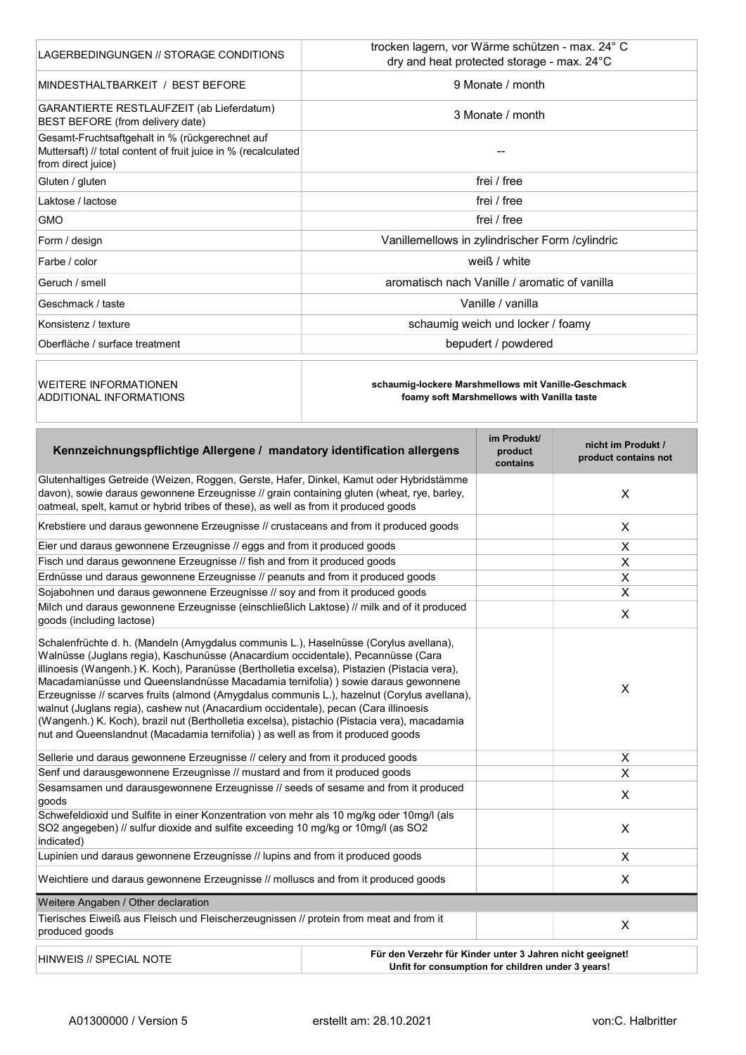| | |
|---|---|
| LAGERBEDINGUNGEN // STORAGE CONDITIONS | trocken lagern, vor Wärme schützen - max. 24° C<br>dry and heat protected storage - max. 24°C |
| MINDESTHALTBARKEIT / BEST BEFORE | 9 Monate / month |
| GARANTIERTE RESTLAUFZEIT (ab Lieferdatum)<br>BEST BEFORE (from delivery date) | 3 Monate / month |
| Gesamt-Fruchtsaftgehalt in % (rückgerechnet auf Muttersaft) // total content of fruit juice in % (recalculated from direct juice) | -- |
| Gluten / gluten | frei / free |
| Laktose / lactose | frei / free |
| GMO | frei / free |
| Form / design | Vanillemellows in zylindrischer Form /cylindric |
| Farbe / color | weiß / white |
| Geruch / smell | aromatisch nach Vanille / aromatic of vanilla |
| Geschmack / taste | Vanille / vanilla |
| Konsistenz / texture | schaumig weich und locker / foamy |
| Oberfläche / surface treatment | bepudert / powdered |

| | |
|---|---|
| WEITERE INFORMATIONEN<br>ADDITIONAL INFORMATIONS | **schaumig-lockere Marshmellows mit Vanille-Geschmack**<br>**foamy soft Marshmellows with Vanilla taste** |

| Kennzeichnungspflichtige Allergene / mandatory identification allergens | im Produkt/ product contains | nicht im Produkt / product contains not |
|---|---|---|
| Glutenhaltiges Getreide (Weizen, Roggen, Gerste, Hafer, Dinkel, Kamut oder Hybridstämme davon), sowie daraus gewonnene Erzeugnisse // grain containing gluten (wheat, rye, barley, oatmeal, spelt, kamut or hybrid tribes of these), as well as from it produced goods | | X |
| Krebstiere und daraus gewonnene Erzeugnisse // crustaceans and from it produced goods | | X |
| Eier und daraus gewonnene Erzeugnisse // eggs and from it produced goods | | X |
| Fisch und daraus gewonnene Erzeugnisse // fish and from it produced goods | | X |
| Erdnüsse und daraus gewonnene Erzeugnisse // peanuts and from it produced goods | | X |
| Sojabohnen und daraus gewonnene Erzeugnisse // soy and from it produced goods | | X |
| Milch und daraus gewonnene Erzeugnisse (einschließlich Laktose) // milk and of it produced goods (including lactose) | | X |
| Schalenfrüchte d. h. (Mandeln (Amygdalus communis L.), Haselnüsse (Corylus avellana), Walnüsse (Juglans regia), Kaschunüsse (Anacardium occidentale), Pecannüsse (Cara illinoesis (Wangenh.) K. Koch), Paranüsse (Bertholletia excelsa), Pistazien (Pistacia vera), Macadamianüsse und Queenslandnüsse Macadamia ternifolia) ) sowie daraus gewonnene Erzeugnisse // scarves fruits (almond (Amygdalus communis L.), hazelnut (Corylus avellana), walnut (Juglans regia), cashew nut (Anacardium occidentale), pecan (Cara illinoesis (Wangenh.) K. Koch), brazil nut (Bertholletia excelsa), pistachio (Pistacia vera), macadamia nut and Queenslandnut (Macadamia ternifolia) ) as well as from it produced goods | | X |
| Sellerie und daraus gewonnene Erzeugnisse // celery and from it produced goods | | X |
| Senf und darausgewonnene Erzeugnisse // mustard and from it produced goods | | X |
| Sesamsamen und darausgewonnene Erzeugnisse // seeds of sesame and from it produced goods | | X |
| Schwefeldioxid und Sulfite in einer Konzentration von mehr als 10 mg/kg oder 10mg/l (als SO2 angegeben) // sulfur dioxide and sulfite exceeding 10 mg/kg or 10mg/l (as SO2 indicated) | | X |
| Lupinien und daraus gewonnene Erzeugnisse // lupins and from it produced goods | | X |
| Weichtiere und daraus gewonnene Erzeugnisse // molluscs and from it produced goods | | X |
| Weitere Angaben / Other declaration | | |
| Tierisches Eiweiß aus Fleisch und Fleischerzeugnissen // protein from meat and from it produced goods | | X |

| | |
|---|---|
| HINWEIS // SPECIAL NOTE | **Für den Verzehr für Kinder unter 3 Jahren nicht geeignet!**<br>**Unfit for consumption for children under 3 years!** |

A01300000 / Version 5 erstellt am: 28.10.2021 von:C. Halbritter